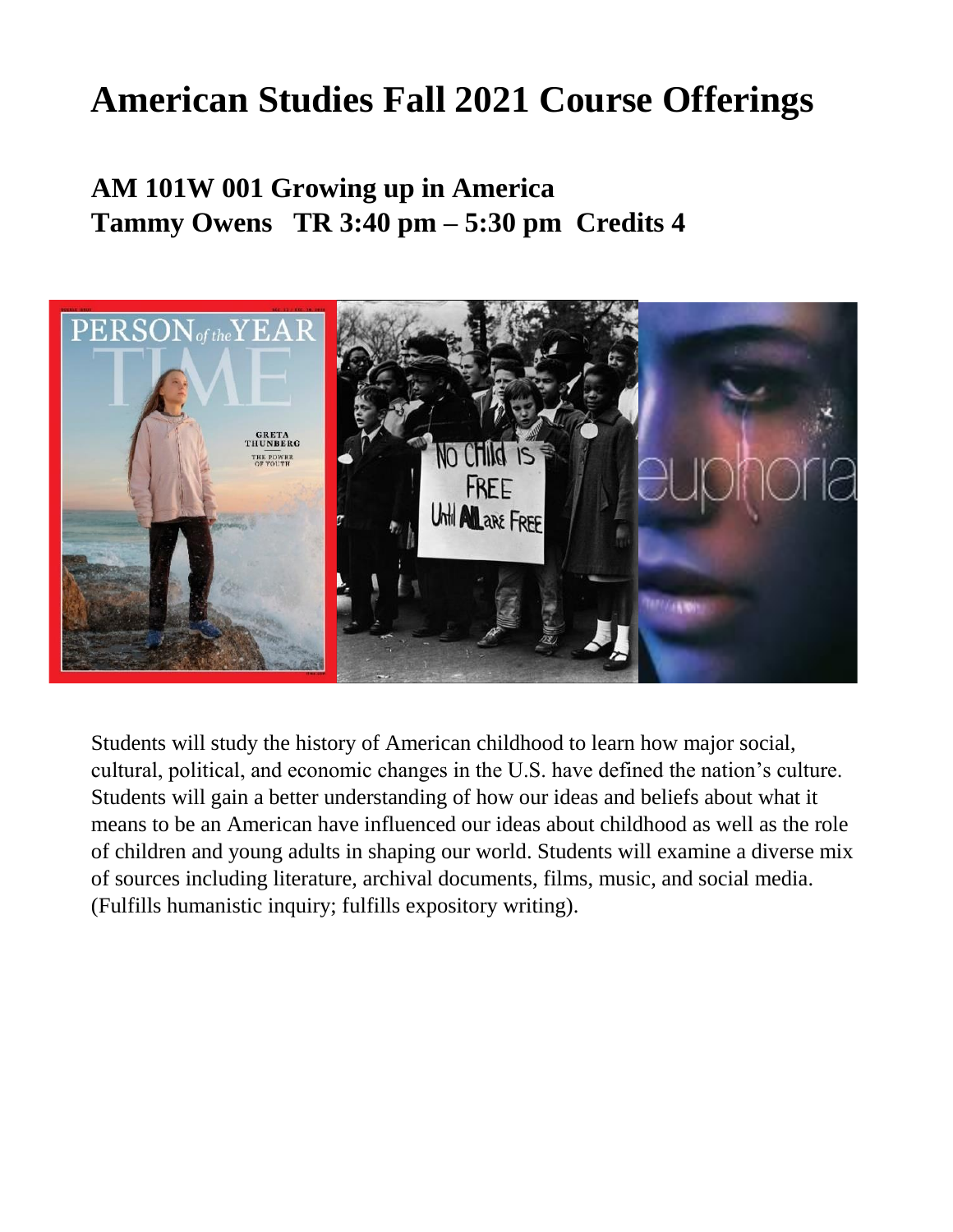# American Studies Fall 2021 Course Offerings

## AM 101W 001 Growing up in America
## Tammy Owens TR 3:40 pm – 5:30 pm Credits 4

Students will study the history of American childhood to learn how major social, cultural, political, and economic changes in the U.S. have defined the nation's culture. Students will gain a better understanding of how our ideas and beliefs about what it means to be an American have influenced our ideas about childhood as well as the role of children and young adults in shaping our world. Students will examine a diverse mix of sources including literature, archival documents, films, music, and social media. (Fulfills humanistic inquiry; fulfills expository writing).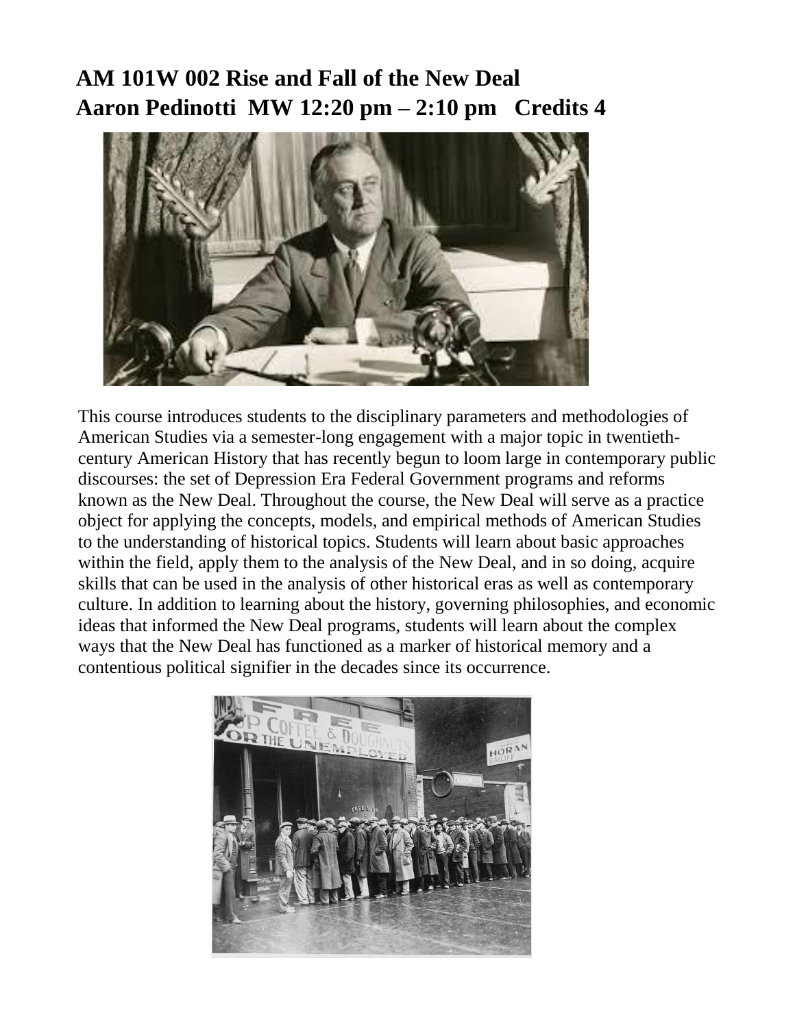# AM 101W 002 Rise and Fall of the New Deal
# Aaron Pedinotti MW 12:20 pm – 2:10 pm Credits 4

This course introduces students to the disciplinary parameters and methodologies of American Studies via a semester-long engagement with a major topic in twentieth-century American History that has recently begun to loom large in contemporary public discourses: the set of Depression Era Federal Government programs and reforms known as the New Deal. Throughout the course, the New Deal will serve as a practice object for applying the concepts, models, and empirical methods of American Studies to the understanding of historical topics. Students will learn about basic approaches within the field, apply them to the analysis of the New Deal, and in so doing, acquire skills that can be used in the analysis of other historical eras as well as contemporary culture. In addition to learning about the history, governing philosophies, and economic ideas that informed the New Deal programs, students will learn about the complex ways that the New Deal has functioned as a marker of historical memory and a contentious political signifier in the decades since its occurrence.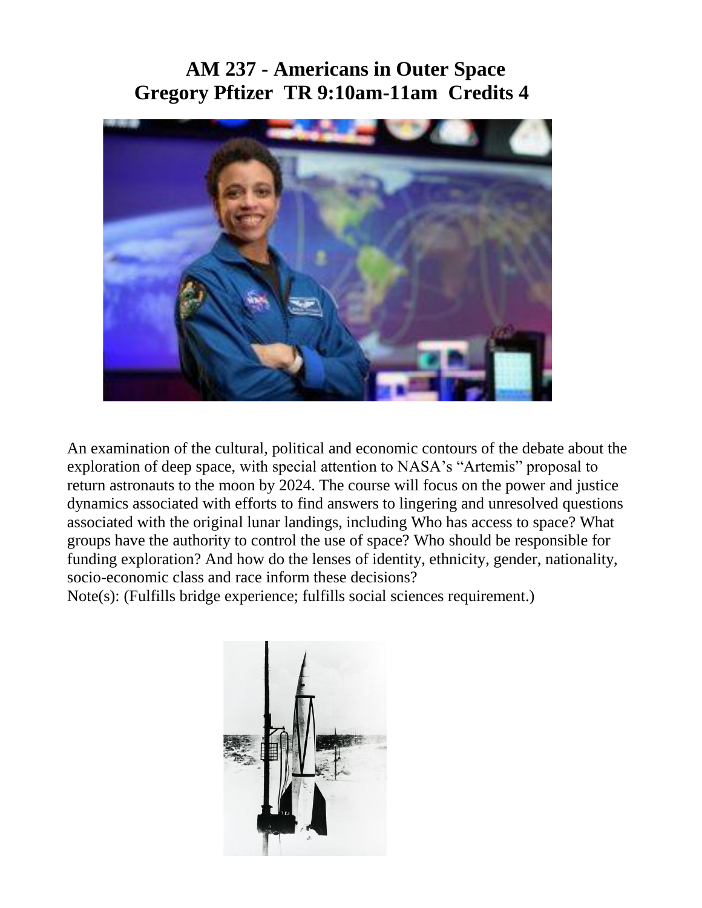# AM 237 - Americans in Outer Space
## Gregory Pftizer  TR 9:10am-11am  Credits 4

An examination of the cultural, political and economic contours of the debate about the exploration of deep space, with special attention to NASA's "Artemis" proposal to return astronauts to the moon by 2024. The course will focus on the power and justice dynamics associated with efforts to find answers to lingering and unresolved questions associated with the original lunar landings, including Who has access to space? What groups have the authority to control the use of space? Who should be responsible for funding exploration? And how do the lenses of identity, ethnicity, gender, nationality, socio-economic class and race inform these decisions?
Note(s): (Fulfills bridge experience; fulfills social sciences requirement.)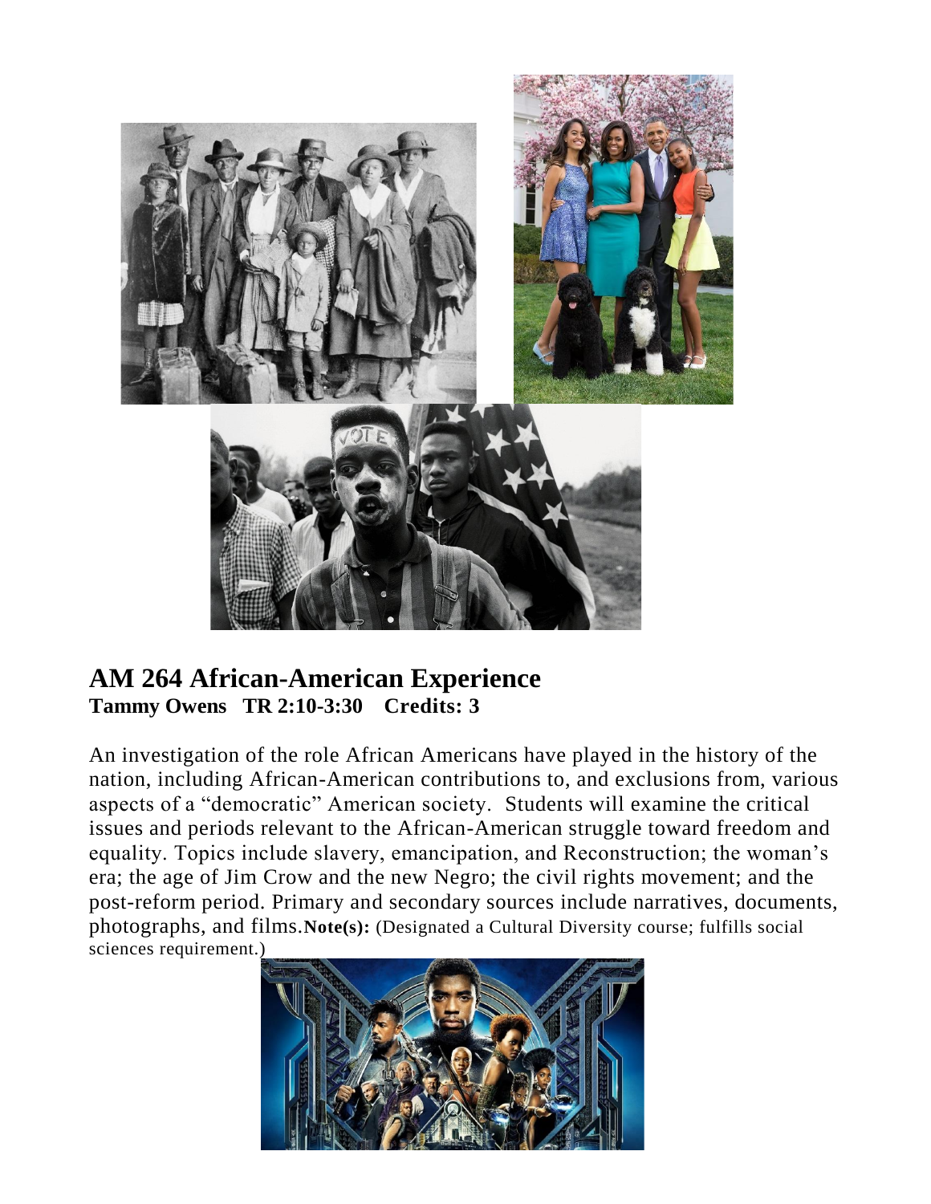## AM 264 African-American Experience

**Tammy Owens TR 2:10-3:30 Credits: 3**

An investigation of the role African Americans have played in the history of the nation, including African-American contributions to, and exclusions from, various aspects of a "democratic" American society. Students will examine the critical issues and periods relevant to the African-American struggle toward freedom and equality. Topics include slavery, emancipation, and Reconstruction; the woman's era; the age of Jim Crow and the new Negro; the civil rights movement; and the post-reform period. Primary and secondary sources include narratives, documents, photographs, and films. **Note(s):** (Designated a Cultural Diversity course; fulfills social sciences requirement.)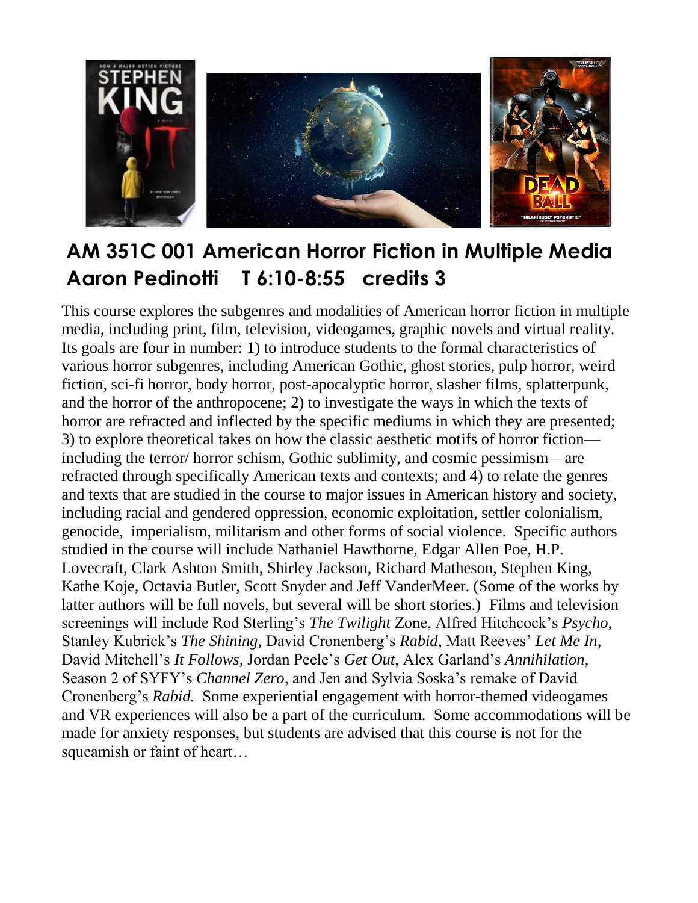## AM 351C 001 American Horror Fiction in Multiple Media
## Aaron Pedinotti T 6:10-8:55 credits 3

This course explores the subgenres and modalities of American horror fiction in multiple media, including print, film, television, videogames, graphic novels and virtual reality. Its goals are four in number: 1) to introduce students to the formal characteristics of various horror subgenres, including American Gothic, ghost stories, pulp horror, weird fiction, sci-fi horror, body horror, post-apocalyptic horror, slasher films, splatterpunk, and the horror of the anthropocene; 2) to investigate the ways in which the texts of horror are refracted and inflected by the specific mediums in which they are presented; 3) to explore theoretical takes on how the classic aesthetic motifs of horror fiction—including the terror/ horror schism, Gothic sublimity, and cosmic pessimism—are refracted through specifically American texts and contexts; and 4) to relate the genres and texts that are studied in the course to major issues in American history and society, including racial and gendered oppression, economic exploitation, settler colonialism, genocide, imperialism, militarism and other forms of social violence. Specific authors studied in the course will include Nathaniel Hawthorne, Edgar Allen Poe, H.P. Lovecraft, Clark Ashton Smith, Shirley Jackson, Richard Matheson, Stephen King, Kathe Koje, Octavia Butler, Scott Snyder and Jeff VanderMeer. (Some of the works by latter authors will be full novels, but several will be short stories.) Films and television screenings will include Rod Sterling's *The Twilight* Zone, Alfred Hitchcock's *Psycho*, Stanley Kubrick's *The Shining*, David Cronenberg's *Rabid*, Matt Reeves' *Let Me In*, David Mitchell's *It Follows*, Jordan Peele's *Get Out*, Alex Garland's *Annihilation*, Season 2 of SYFY's *Channel Zero*, and Jen and Sylvia Soska's remake of David Cronenberg's *Rabid.* Some experiential engagement with horror-themed videogames and VR experiences will also be a part of the curriculum. Some accommodations will be made for anxiety responses, but students are advised that this course is not for the squeamish or faint of heart…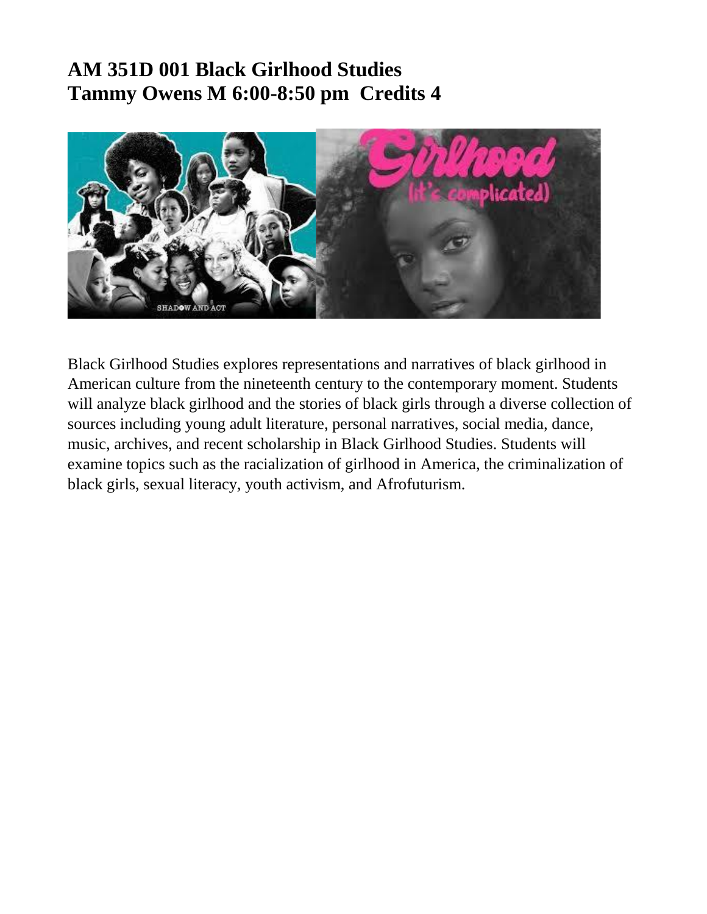# AM 351D 001 Black Girlhood Studies
# Tammy Owens M 6:00-8:50 pm  Credits 4

Black Girlhood Studies explores representations and narratives of black girlhood in American culture from the nineteenth century to the contemporary moment. Students will analyze black girlhood and the stories of black girls through a diverse collection of sources including young adult literature, personal narratives, social media, dance, music, archives, and recent scholarship in Black Girlhood Studies. Students will examine topics such as the racialization of girlhood in America, the criminalization of black girls, sexual literacy, youth activism, and Afrofuturism.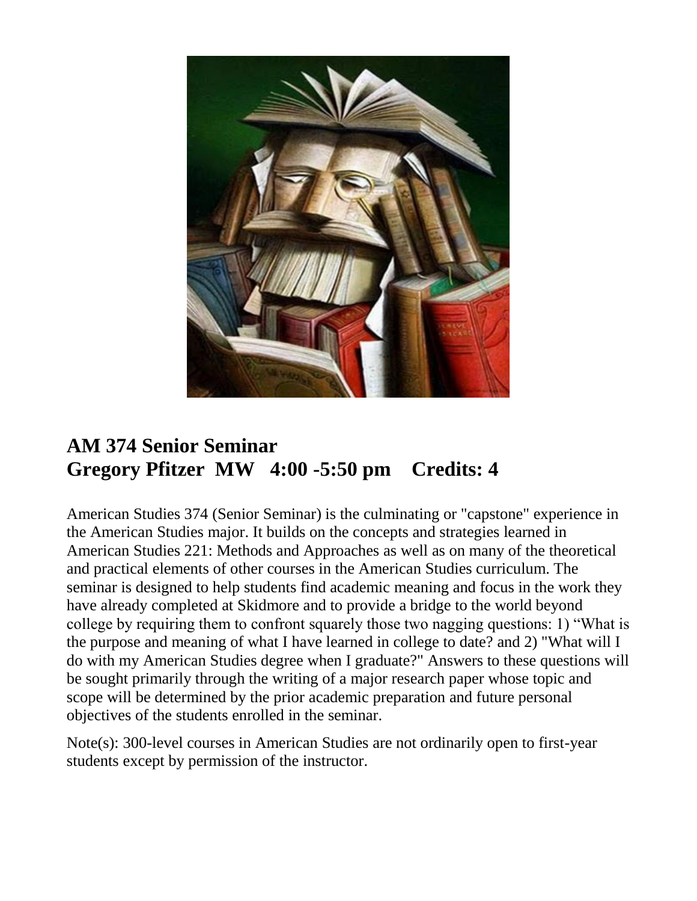## AM 374 Senior Seminar
## Gregory Pfitzer MW 4:00 -5:50 pm Credits: 4

American Studies 374 (Senior Seminar) is the culminating or "capstone" experience in the American Studies major. It builds on the concepts and strategies learned in American Studies 221: Methods and Approaches as well as on many of the theoretical and practical elements of other courses in the American Studies curriculum. The seminar is designed to help students find academic meaning and focus in the work they have already completed at Skidmore and to provide a bridge to the world beyond college by requiring them to confront squarely those two nagging questions: 1) "What is the purpose and meaning of what I have learned in college to date? and 2) "What will I do with my American Studies degree when I graduate?" Answers to these questions will be sought primarily through the writing of a major research paper whose topic and scope will be determined by the prior academic preparation and future personal objectives of the students enrolled in the seminar.

Note(s): 300-level courses in American Studies are not ordinarily open to first-year students except by permission of the instructor.